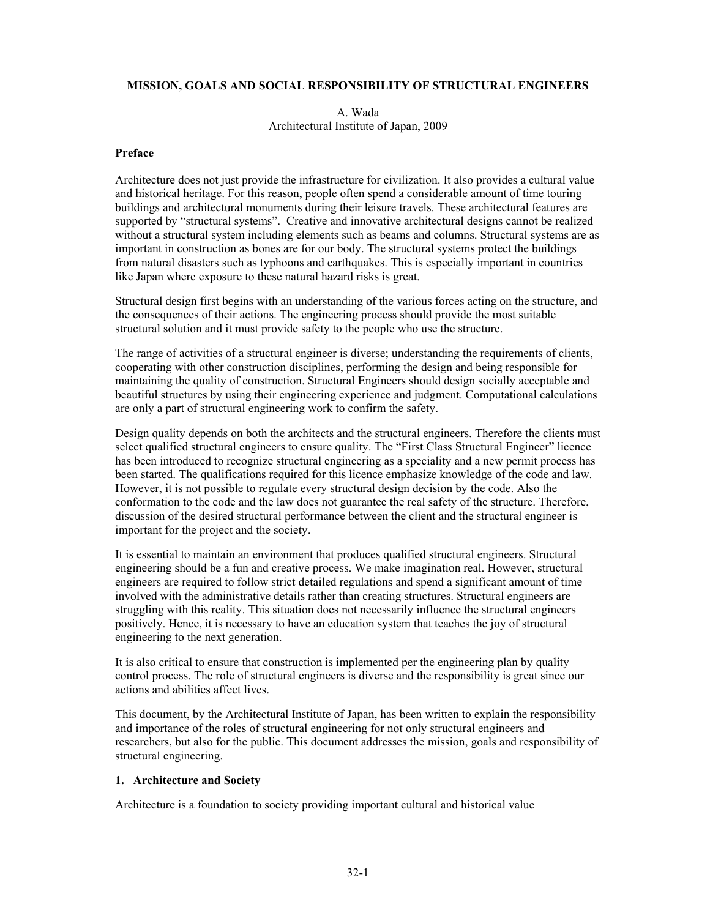# MISSION, GOALS AND SOCIAL RESPONSIBILITY OF STRUCTURAL ENGINEERS

A. Wada
Architectural Institute of Japan, 2009

## Preface

Architecture does not just provide the infrastructure for civilization. It also provides a cultural value and historical heritage. For this reason, people often spend a considerable amount of time touring buildings and architectural monuments during their leisure travels. These architectural features are supported by "structural systems". Creative and innovative architectural designs cannot be realized without a structural system including elements such as beams and columns. Structural systems are as important in construction as bones are for our body. The structural systems protect the buildings from natural disasters such as typhoons and earthquakes. This is especially important in countries like Japan where exposure to these natural hazard risks is great.

Structural design first begins with an understanding of the various forces acting on the structure, and the consequences of their actions. The engineering process should provide the most suitable structural solution and it must provide safety to the people who use the structure.

The range of activities of a structural engineer is diverse; understanding the requirements of clients, cooperating with other construction disciplines, performing the design and being responsible for maintaining the quality of construction. Structural Engineers should design socially acceptable and beautiful structures by using their engineering experience and judgment. Computational calculations are only a part of structural engineering work to confirm the safety.

Design quality depends on both the architects and the structural engineers. Therefore the clients must select qualified structural engineers to ensure quality. The "First Class Structural Engineer" licence has been introduced to recognize structural engineering as a speciality and a new permit process has been started. The qualifications required for this licence emphasize knowledge of the code and law. However, it is not possible to regulate every structural design decision by the code. Also the conformation to the code and the law does not guarantee the real safety of the structure. Therefore, discussion of the desired structural performance between the client and the structural engineer is important for the project and the society.

It is essential to maintain an environment that produces qualified structural engineers. Structural engineering should be a fun and creative process. We make imagination real. However, structural engineers are required to follow strict detailed regulations and spend a significant amount of time involved with the administrative details rather than creating structures. Structural engineers are struggling with this reality. This situation does not necessarily influence the structural engineers positively. Hence, it is necessary to have an education system that teaches the joy of structural engineering to the next generation.

It is also critical to ensure that construction is implemented per the engineering plan by quality control process. The role of structural engineers is diverse and the responsibility is great since our actions and abilities affect lives.

This document, by the Architectural Institute of Japan, has been written to explain the responsibility and importance of the roles of structural engineering for not only structural engineers and researchers, but also for the public. This document addresses the mission, goals and responsibility of structural engineering.

## 1. Architecture and Society

Architecture is a foundation to society providing important cultural and historical value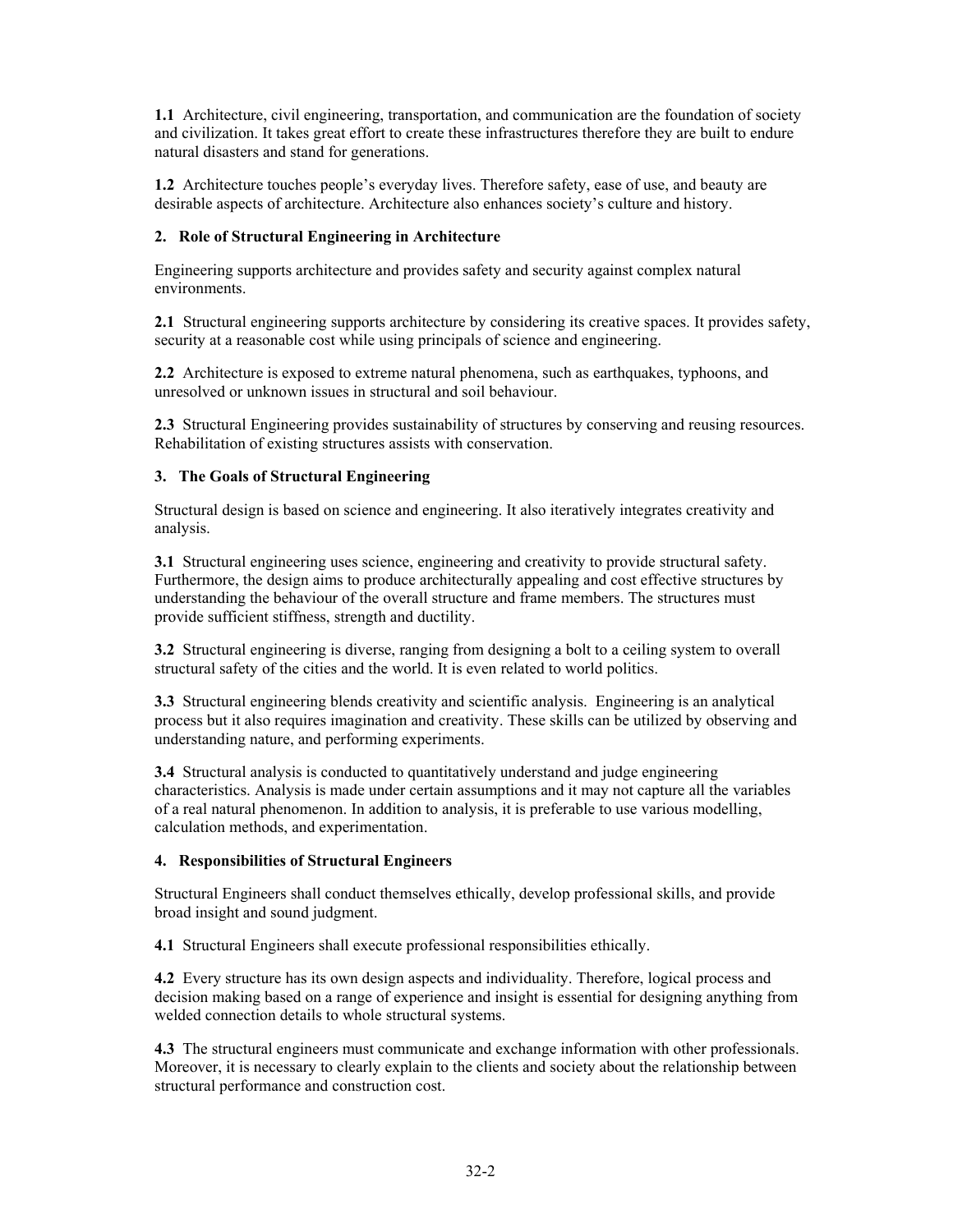**1.1** Architecture, civil engineering, transportation, and communication are the foundation of society and civilization. It takes great effort to create these infrastructures therefore they are built to endure natural disasters and stand for generations.

**1.2** Architecture touches people's everyday lives. Therefore safety, ease of use, and beauty are desirable aspects of architecture. Architecture also enhances society's culture and history.

## 2. Role of Structural Engineering in Architecture

Engineering supports architecture and provides safety and security against complex natural environments.

**2.1** Structural engineering supports architecture by considering its creative spaces. It provides safety, security at a reasonable cost while using principals of science and engineering.

**2.2** Architecture is exposed to extreme natural phenomena, such as earthquakes, typhoons, and unresolved or unknown issues in structural and soil behaviour.

**2.3** Structural Engineering provides sustainability of structures by conserving and reusing resources. Rehabilitation of existing structures assists with conservation.

## 3. The Goals of Structural Engineering

Structural design is based on science and engineering. It also iteratively integrates creativity and analysis.

**3.1** Structural engineering uses science, engineering and creativity to provide structural safety. Furthermore, the design aims to produce architecturally appealing and cost effective structures by understanding the behaviour of the overall structure and frame members. The structures must provide sufficient stiffness, strength and ductility.

**3.2** Structural engineering is diverse, ranging from designing a bolt to a ceiling system to overall structural safety of the cities and the world. It is even related to world politics.

**3.3** Structural engineering blends creativity and scientific analysis. Engineering is an analytical process but it also requires imagination and creativity. These skills can be utilized by observing and understanding nature, and performing experiments.

**3.4** Structural analysis is conducted to quantitatively understand and judge engineering characteristics. Analysis is made under certain assumptions and it may not capture all the variables of a real natural phenomenon. In addition to analysis, it is preferable to use various modelling, calculation methods, and experimentation.

## 4. Responsibilities of Structural Engineers

Structural Engineers shall conduct themselves ethically, develop professional skills, and provide broad insight and sound judgment.

**4.1** Structural Engineers shall execute professional responsibilities ethically.

**4.2** Every structure has its own design aspects and individuality. Therefore, logical process and decision making based on a range of experience and insight is essential for designing anything from welded connection details to whole structural systems.

**4.3** The structural engineers must communicate and exchange information with other professionals. Moreover, it is necessary to clearly explain to the clients and society about the relationship between structural performance and construction cost.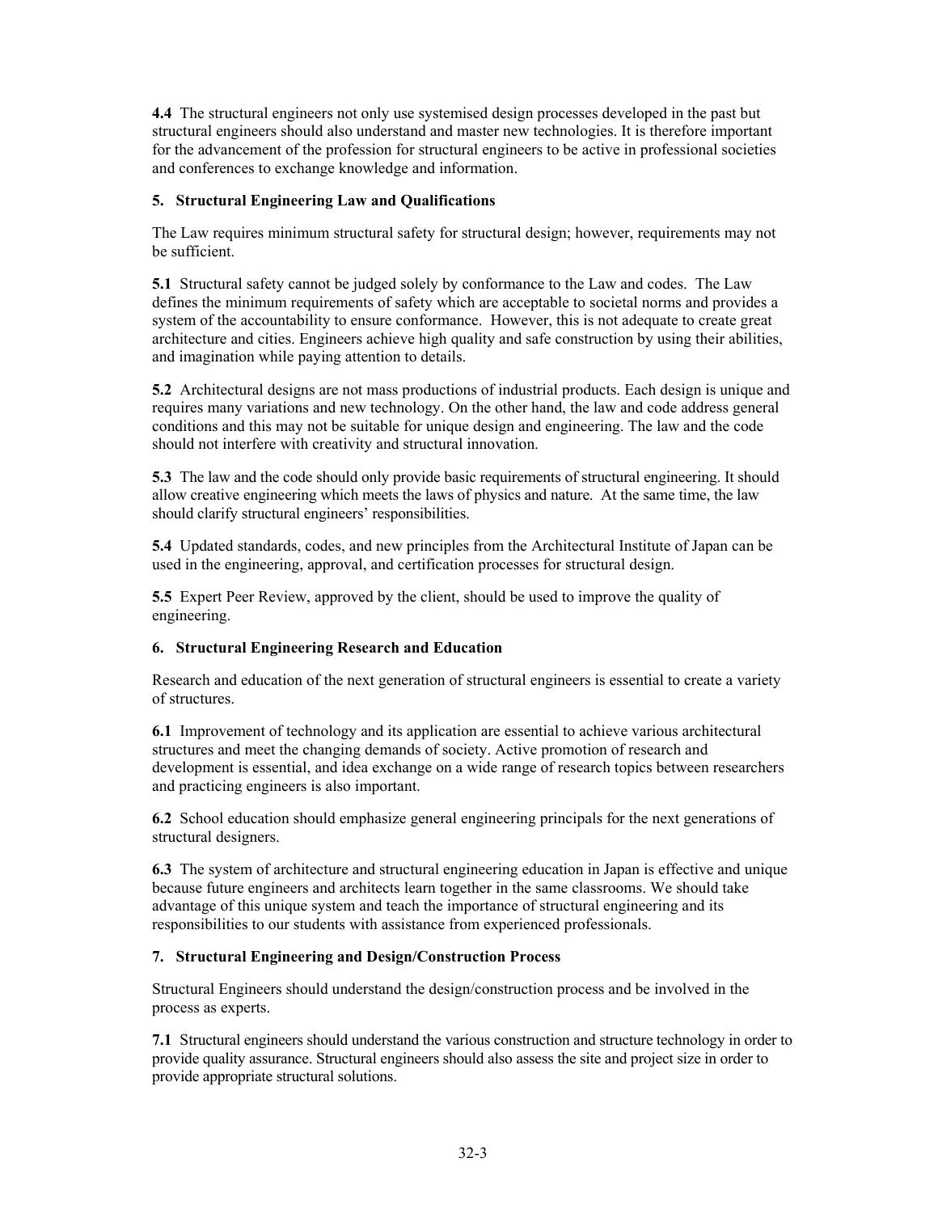**4.4** The structural engineers not only use systemised design processes developed in the past but structural engineers should also understand and master new technologies. It is therefore important for the advancement of the profession for structural engineers to be active in professional societies and conferences to exchange knowledge and information.

## 5. Structural Engineering Law and Qualifications

The Law requires minimum structural safety for structural design; however, requirements may not be sufficient.

**5.1** Structural safety cannot be judged solely by conformance to the Law and codes. The Law defines the minimum requirements of safety which are acceptable to societal norms and provides a system of the accountability to ensure conformance. However, this is not adequate to create great architecture and cities. Engineers achieve high quality and safe construction by using their abilities, and imagination while paying attention to details.

**5.2** Architectural designs are not mass productions of industrial products. Each design is unique and requires many variations and new technology. On the other hand, the law and code address general conditions and this may not be suitable for unique design and engineering. The law and the code should not interfere with creativity and structural innovation.

**5.3** The law and the code should only provide basic requirements of structural engineering. It should allow creative engineering which meets the laws of physics and nature. At the same time, the law should clarify structural engineers' responsibilities.

**5.4** Updated standards, codes, and new principles from the Architectural Institute of Japan can be used in the engineering, approval, and certification processes for structural design.

**5.5** Expert Peer Review, approved by the client, should be used to improve the quality of engineering.

## 6. Structural Engineering Research and Education

Research and education of the next generation of structural engineers is essential to create a variety of structures.

**6.1** Improvement of technology and its application are essential to achieve various architectural structures and meet the changing demands of society. Active promotion of research and development is essential, and idea exchange on a wide range of research topics between researchers and practicing engineers is also important.

**6.2** School education should emphasize general engineering principals for the next generations of structural designers.

**6.3** The system of architecture and structural engineering education in Japan is effective and unique because future engineers and architects learn together in the same classrooms. We should take advantage of this unique system and teach the importance of structural engineering and its responsibilities to our students with assistance from experienced professionals.

## 7. Structural Engineering and Design/Construction Process

Structural Engineers should understand the design/construction process and be involved in the process as experts.

**7.1** Structural engineers should understand the various construction and structure technology in order to provide quality assurance. Structural engineers should also assess the site and project size in order to provide appropriate structural solutions.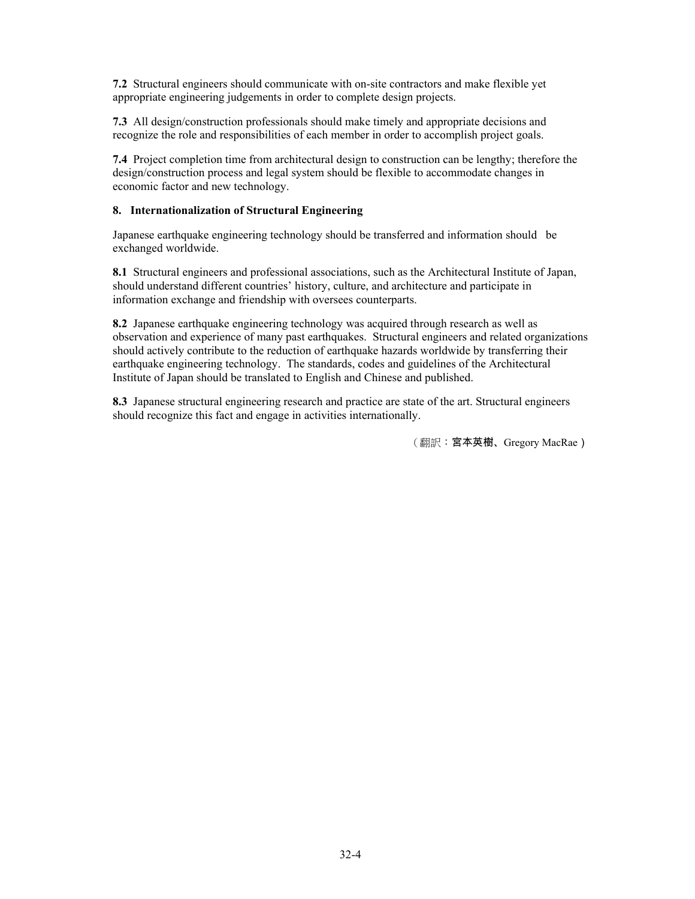**7.2** Structural engineers should communicate with on-site contractors and make flexible yet appropriate engineering judgements in order to complete design projects.

**7.3** All design/construction professionals should make timely and appropriate decisions and recognize the role and responsibilities of each member in order to accomplish project goals.

**7.4** Project completion time from architectural design to construction can be lengthy; therefore the design/construction process and legal system should be flexible to accommodate changes in economic factor and new technology.

### 8. Internationalization of Structural Engineering

Japanese earthquake engineering technology should be transferred and information should be exchanged worldwide.

**8.1** Structural engineers and professional associations, such as the Architectural Institute of Japan, should understand different countries' history, culture, and architecture and participate in information exchange and friendship with oversees counterparts.

**8.2** Japanese earthquake engineering technology was acquired through research as well as observation and experience of many past earthquakes. Structural engineers and related organizations should actively contribute to the reduction of earthquake hazards worldwide by transferring their earthquake engineering technology. The standards, codes and guidelines of the Architectural Institute of Japan should be translated to English and Chinese and published.

**8.3** Japanese structural engineering research and practice are state of the art. Structural engineers should recognize this fact and engage in activities internationally.

（翻訳：宮本英樹、Gregory MacRae）